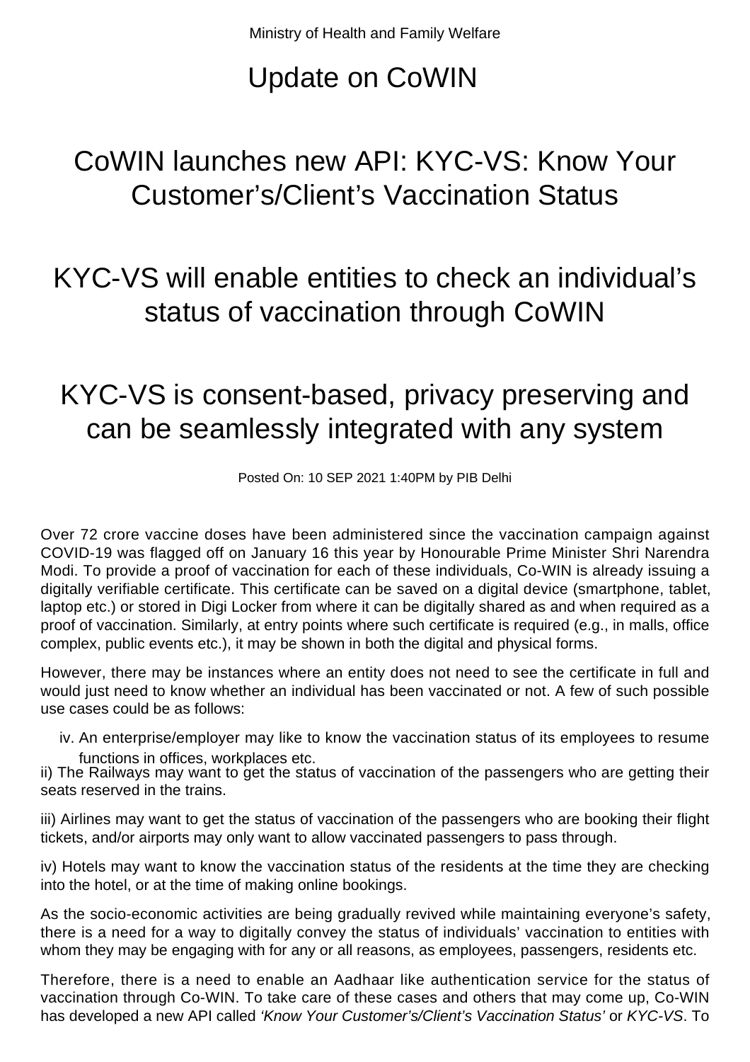Ministry of Health and Family Welfare

# Update on CoWIN

## CoWIN launches new API: KYC-VS: Know Your Customer's/Client's Vaccination Status

## KYC-VS will enable entities to check an individual's status of vaccination through CoWIN

## KYC-VS is consent-based, privacy preserving and can be seamlessly integrated with any system

Posted On: 10 SEP 2021 1:40PM by PIB Delhi

Over 72 crore vaccine doses have been administered since the vaccination campaign against COVID-19 was flagged off on January 16 this year by Honourable Prime Minister Shri Narendra Modi. To provide a proof of vaccination for each of these individuals, Co-WIN is already issuing a digitally verifiable certificate. This certificate can be saved on a digital device (smartphone, tablet, laptop etc.) or stored in Digi Locker from where it can be digitally shared as and when required as a proof of vaccination. Similarly, at entry points where such certificate is required (e.g., in malls, office complex, public events etc.), it may be shown in both the digital and physical forms.

However, there may be instances where an entity does not need to see the certificate in full and would just need to know whether an individual has been vaccinated or not. A few of such possible use cases could be as follows:

iv. An enterprise/employer may like to know the vaccination status of its employees to resume functions in offices, workplaces etc.

ii) The Railways may want to get the status of vaccination of the passengers who are getting their seats reserved in the trains.

iii) Airlines may want to get the status of vaccination of the passengers who are booking their flight tickets, and/or airports may only want to allow vaccinated passengers to pass through.

iv) Hotels may want to know the vaccination status of the residents at the time they are checking into the hotel, or at the time of making online bookings.

As the socio-economic activities are being gradually revived while maintaining everyone's safety, there is a need for a way to digitally convey the status of individuals' vaccination to entities with whom they may be engaging with for any or all reasons, as employees, passengers, residents etc.

Therefore, there is a need to enable an Aadhaar like authentication service for the status of vaccination through Co-WIN. To take care of these cases and others that may come up, Co-WIN has developed a new API called *'Know Your Customer's/Client's Vaccination Status'* or *KYC-VS*. To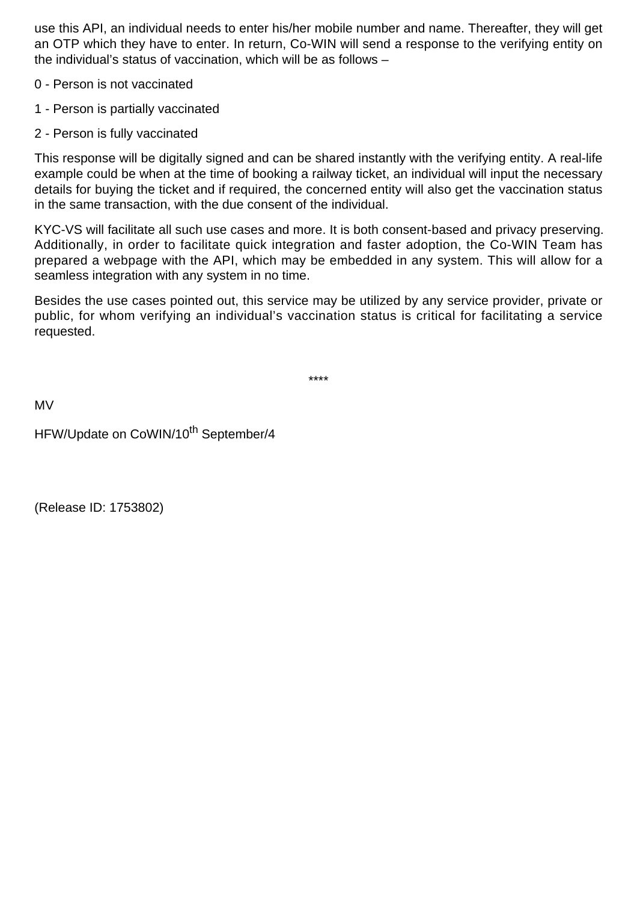use this API, an individual needs to enter his/her mobile number and name. Thereafter, they will get an OTP which they have to enter. In return, Co-WIN will send a response to the verifying entity on the individual's status of vaccination, which will be as follows –

0 - Person is not vaccinated

1 - Person is partially vaccinated

2 - Person is fully vaccinated

This response will be digitally signed and can be shared instantly with the verifying entity. A real-life example could be when at the time of booking a railway ticket, an individual will input the necessary details for buying the ticket and if required, the concerned entity will also get the vaccination status in the same transaction, with the due consent of the individual.

KYC-VS will facilitate all such use cases and more. It is both consent-based and privacy preserving. Additionally, in order to facilitate quick integration and faster adoption, the Co-WIN Team has prepared a webpage with the API, which may be embedded in any system. This will allow for a seamless integration with any system in no time.

Besides the use cases pointed out, this service may be utilized by any service provider, private or public, for whom verifying an individual's vaccination status is critical for facilitating a service requested.

****

MV

HFW/Update on CoWIN/10th September/4

(Release ID: 1753802)